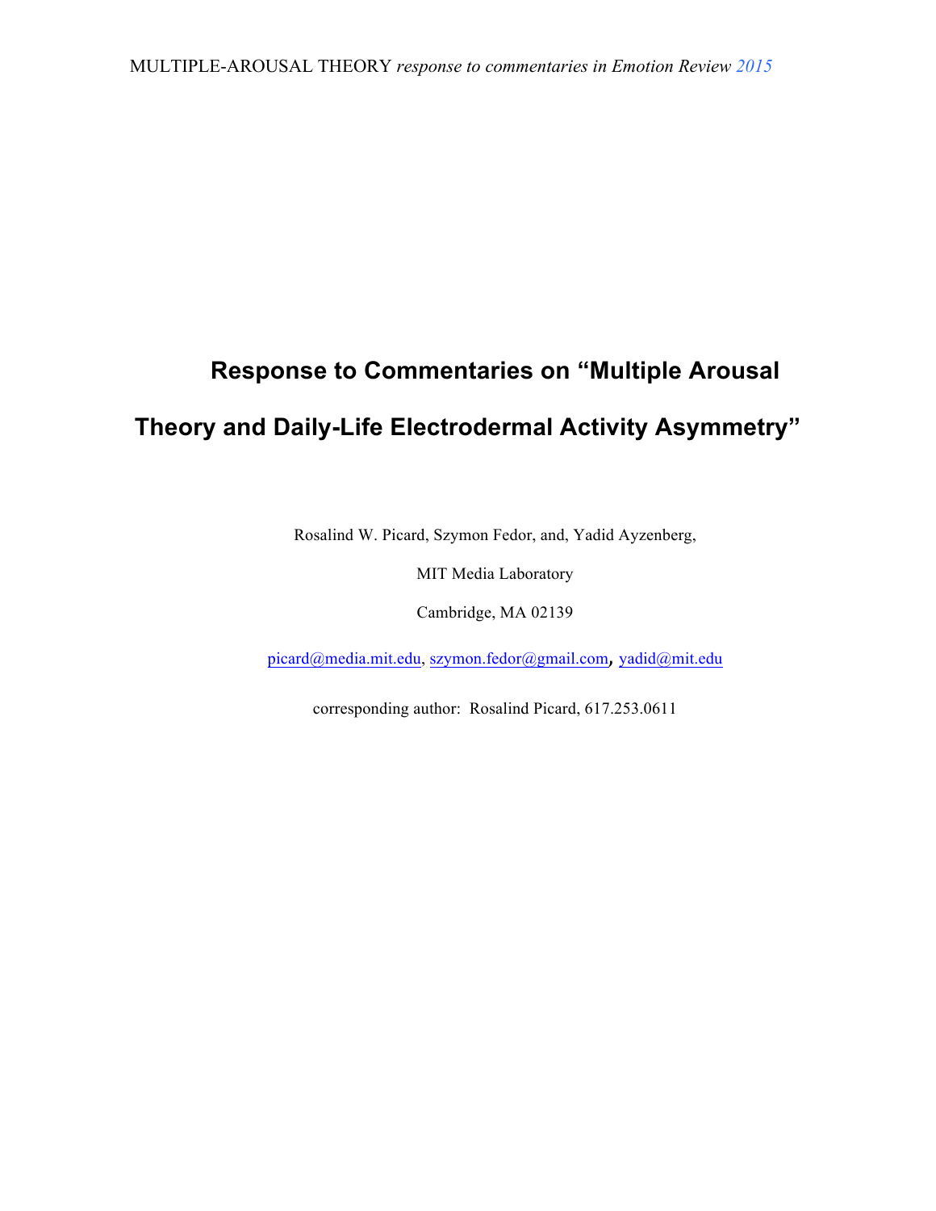# Response to Commentaries on "Multiple Arousal Theory and Daily-Life Electrodermal Activity Asymmetry"

Rosalind W. Picard, Szymon Fedor, and, Yadid Ayzenberg,

MIT Media Laboratory

Cambridge, MA 02139

picard@media.mit.edu, szymon.fedor@gmail.com, yadid@mit.edu

corresponding author: Rosalind Picard, 617.253.0611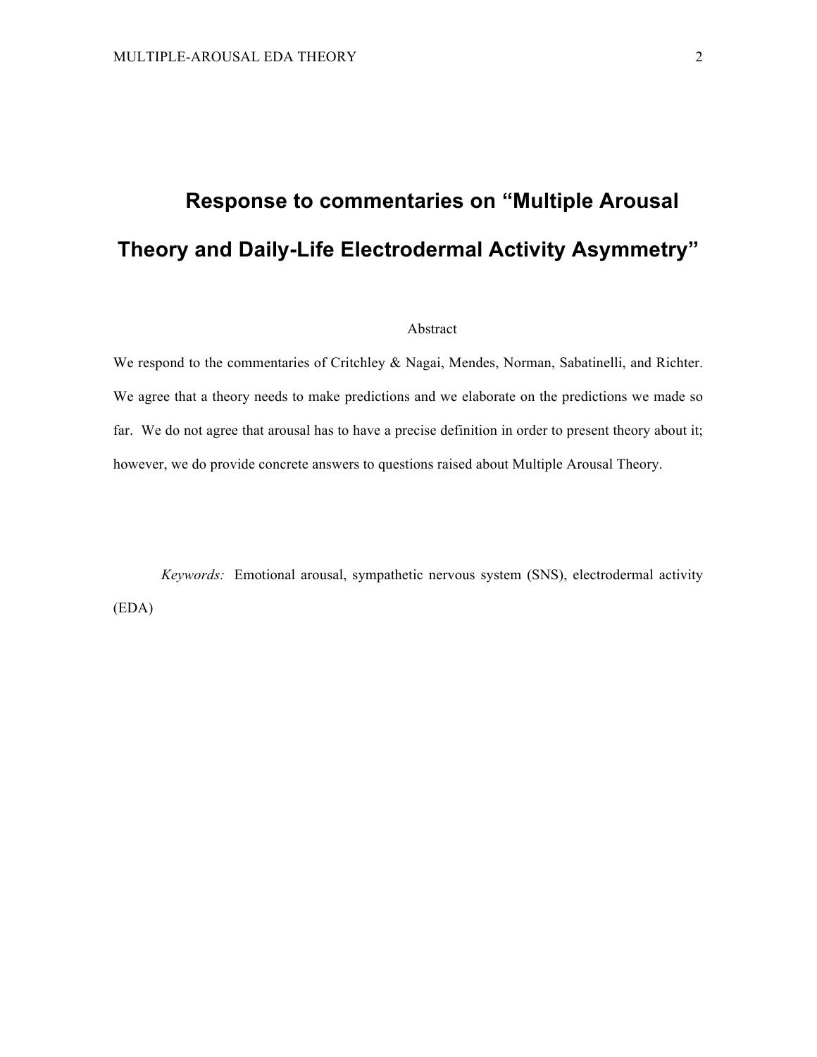# Response to commentaries on "Multiple Arousal Theory and Daily-Life Electrodermal Activity Asymmetry"

## Abstract

We respond to the commentaries of Critchley & Nagai, Mendes, Norman, Sabatinelli, and Richter. We agree that a theory needs to make predictions and we elaborate on the predictions we made so far. We do not agree that arousal has to have a precise definition in order to present theory about it; however, we do provide concrete answers to questions raised about Multiple Arousal Theory.

*Keywords:* Emotional arousal, sympathetic nervous system (SNS), electrodermal activity (EDA)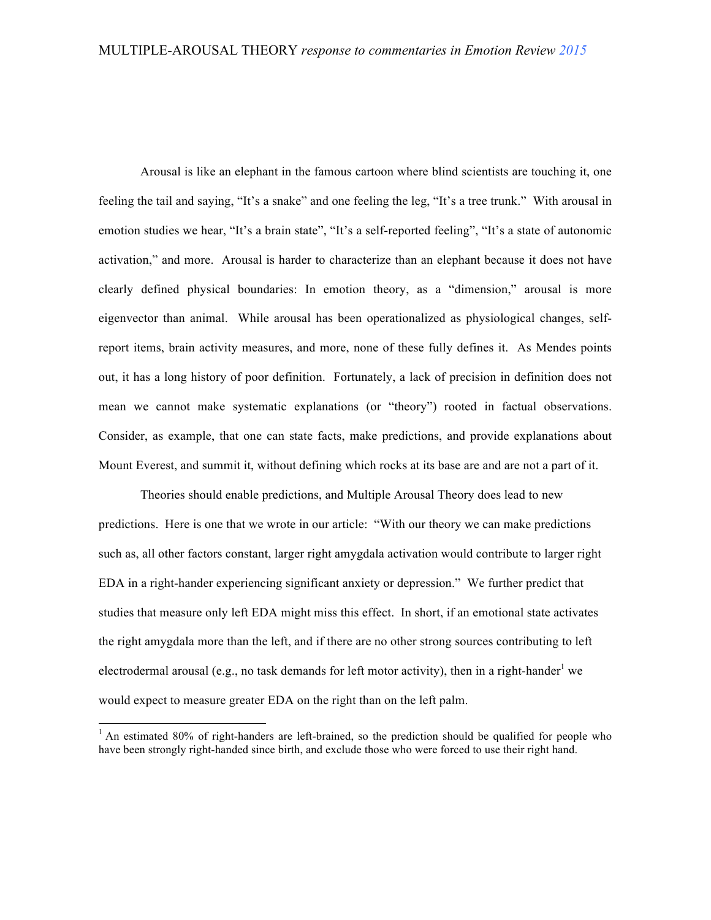Arousal is like an elephant in the famous cartoon where blind scientists are touching it, one feeling the tail and saying, "It's a snake" and one feeling the leg, "It's a tree trunk." With arousal in emotion studies we hear, "It's a brain state", "It's a self-reported feeling", "It's a state of autonomic activation," and more. Arousal is harder to characterize than an elephant because it does not have clearly defined physical boundaries: In emotion theory, as a "dimension," arousal is more eigenvector than animal. While arousal has been operationalized as physiological changes, self-report items, brain activity measures, and more, none of these fully defines it. As Mendes points out, it has a long history of poor definition. Fortunately, a lack of precision in definition does not mean we cannot make systematic explanations (or "theory") rooted in factual observations. Consider, as example, that one can state facts, make predictions, and provide explanations about Mount Everest, and summit it, without defining which rocks at its base are and are not a part of it.

Theories should enable predictions, and Multiple Arousal Theory does lead to new predictions. Here is one that we wrote in our article: "With our theory we can make predictions such as, all other factors constant, larger right amygdala activation would contribute to larger right EDA in a right-hander experiencing significant anxiety or depression." We further predict that studies that measure only left EDA might miss this effect. In short, if an emotional state activates the right amygdala more than the left, and if there are no other strong sources contributing to left electrodermal arousal (e.g., no task demands for left motor activity), then in a right-hander[1] we would expect to measure greater EDA on the right than on the left palm.

---

[1] An estimated 80% of right-handers are left-brained, so the prediction should be qualified for people who have been strongly right-handed since birth, and exclude those who were forced to use their right hand.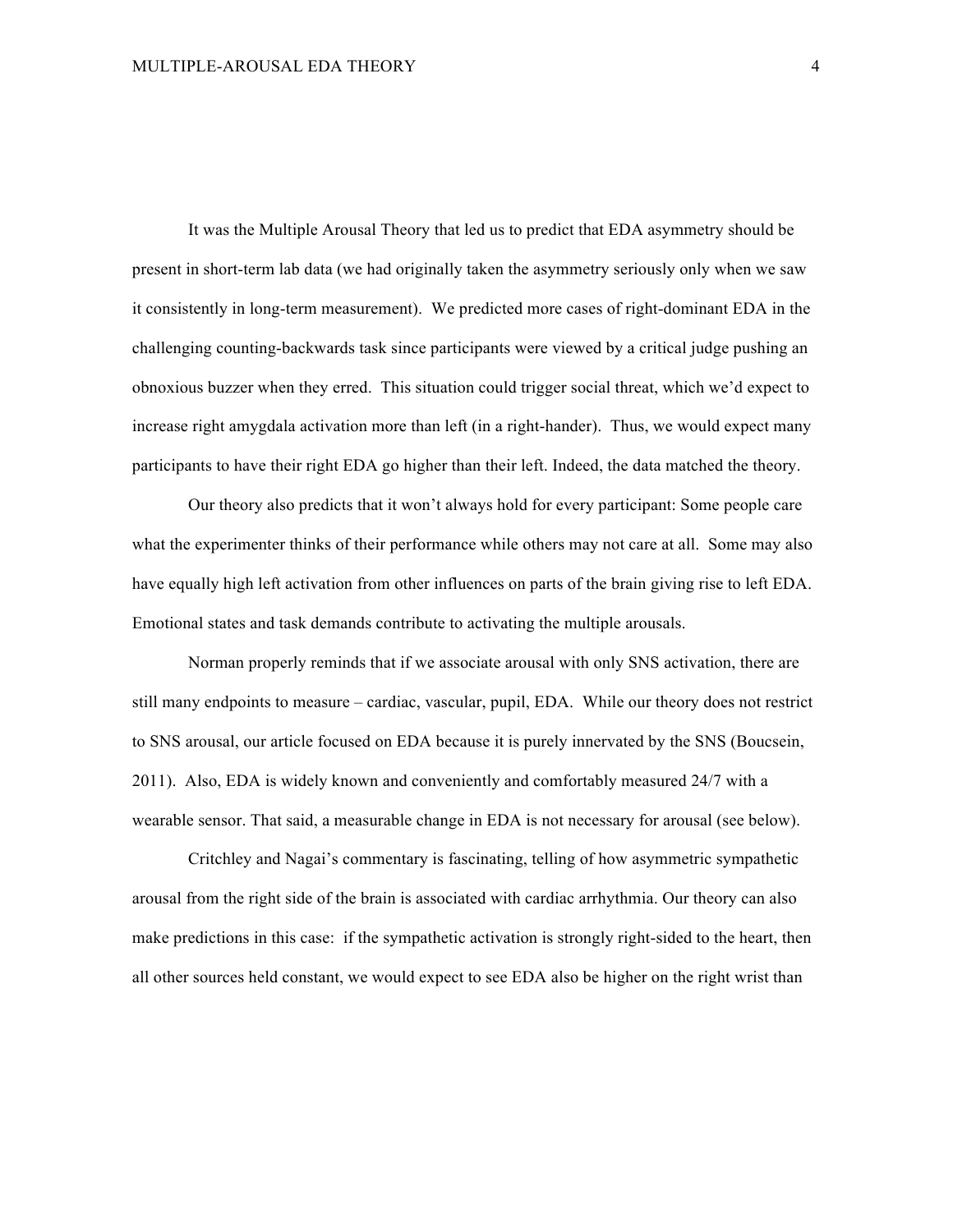It was the Multiple Arousal Theory that led us to predict that EDA asymmetry should be present in short-term lab data (we had originally taken the asymmetry seriously only when we saw it consistently in long-term measurement). We predicted more cases of right-dominant EDA in the challenging counting-backwards task since participants were viewed by a critical judge pushing an obnoxious buzzer when they erred. This situation could trigger social threat, which we'd expect to increase right amygdala activation more than left (in a right-hander). Thus, we would expect many participants to have their right EDA go higher than their left. Indeed, the data matched the theory.

Our theory also predicts that it won't always hold for every participant: Some people care what the experimenter thinks of their performance while others may not care at all. Some may also have equally high left activation from other influences on parts of the brain giving rise to left EDA. Emotional states and task demands contribute to activating the multiple arousals.

Norman properly reminds that if we associate arousal with only SNS activation, there are still many endpoints to measure – cardiac, vascular, pupil, EDA. While our theory does not restrict to SNS arousal, our article focused on EDA because it is purely innervated by the SNS (Boucsein, 2011). Also, EDA is widely known and conveniently and comfortably measured 24/7 with a wearable sensor. That said, a measurable change in EDA is not necessary for arousal (see below).

Critchley and Nagai's commentary is fascinating, telling of how asymmetric sympathetic arousal from the right side of the brain is associated with cardiac arrhythmia. Our theory can also make predictions in this case: if the sympathetic activation is strongly right-sided to the heart, then all other sources held constant, we would expect to see EDA also be higher on the right wrist than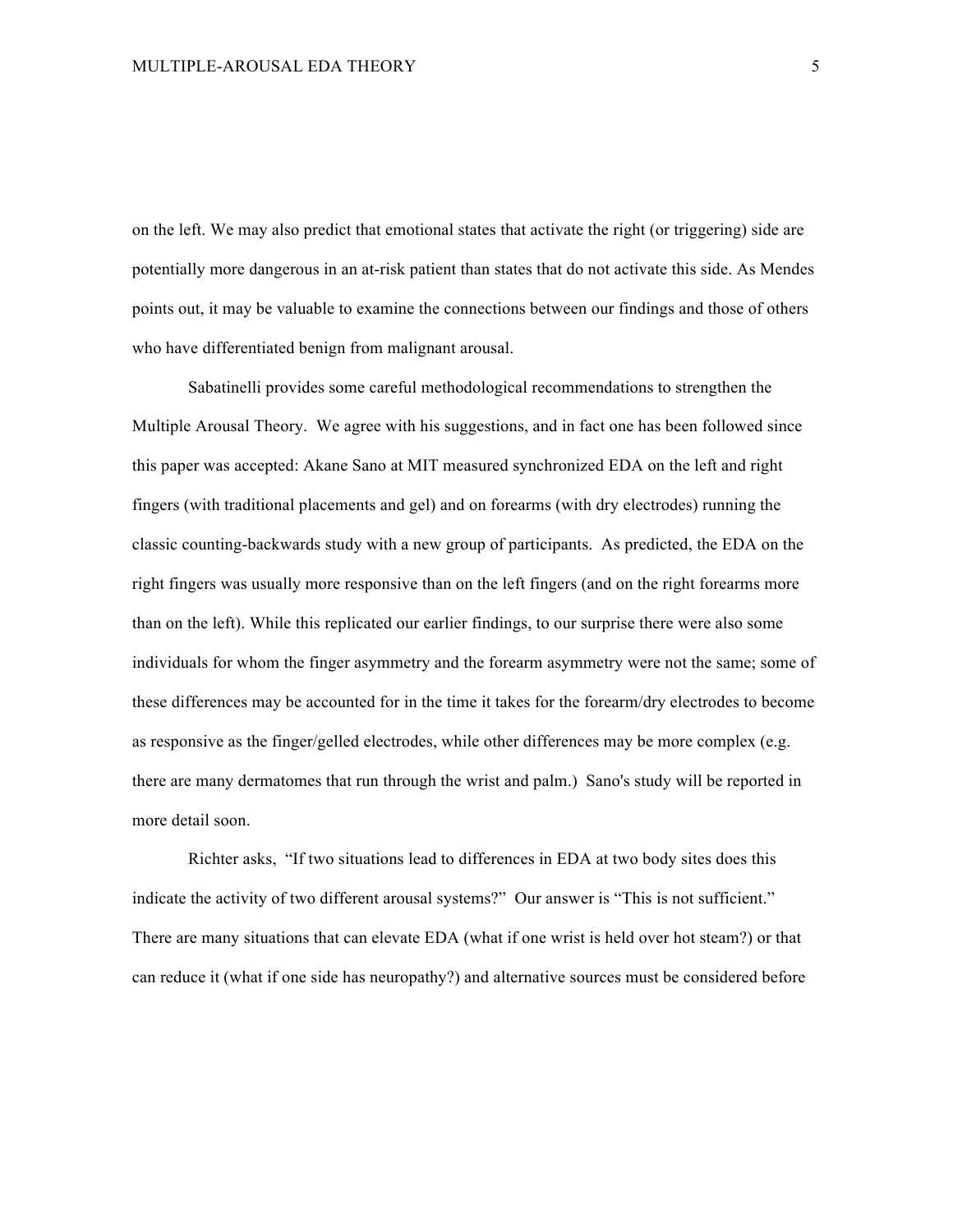on the left. We may also predict that emotional states that activate the right (or triggering) side are potentially more dangerous in an at-risk patient than states that do not activate this side. As Mendes points out, it may be valuable to examine the connections between our findings and those of others who have differentiated benign from malignant arousal.

Sabatinelli provides some careful methodological recommendations to strengthen the Multiple Arousal Theory. We agree with his suggestions, and in fact one has been followed since this paper was accepted: Akane Sano at MIT measured synchronized EDA on the left and right fingers (with traditional placements and gel) and on forearms (with dry electrodes) running the classic counting-backwards study with a new group of participants. As predicted, the EDA on the right fingers was usually more responsive than on the left fingers (and on the right forearms more than on the left). While this replicated our earlier findings, to our surprise there were also some individuals for whom the finger asymmetry and the forearm asymmetry were not the same; some of these differences may be accounted for in the time it takes for the forearm/dry electrodes to become as responsive as the finger/gelled electrodes, while other differences may be more complex (e.g. there are many dermatomes that run through the wrist and palm.) Sano's study will be reported in more detail soon.

Richter asks, "If two situations lead to differences in EDA at two body sites does this indicate the activity of two different arousal systems?" Our answer is "This is not sufficient." There are many situations that can elevate EDA (what if one wrist is held over hot steam?) or that can reduce it (what if one side has neuropathy?) and alternative sources must be considered before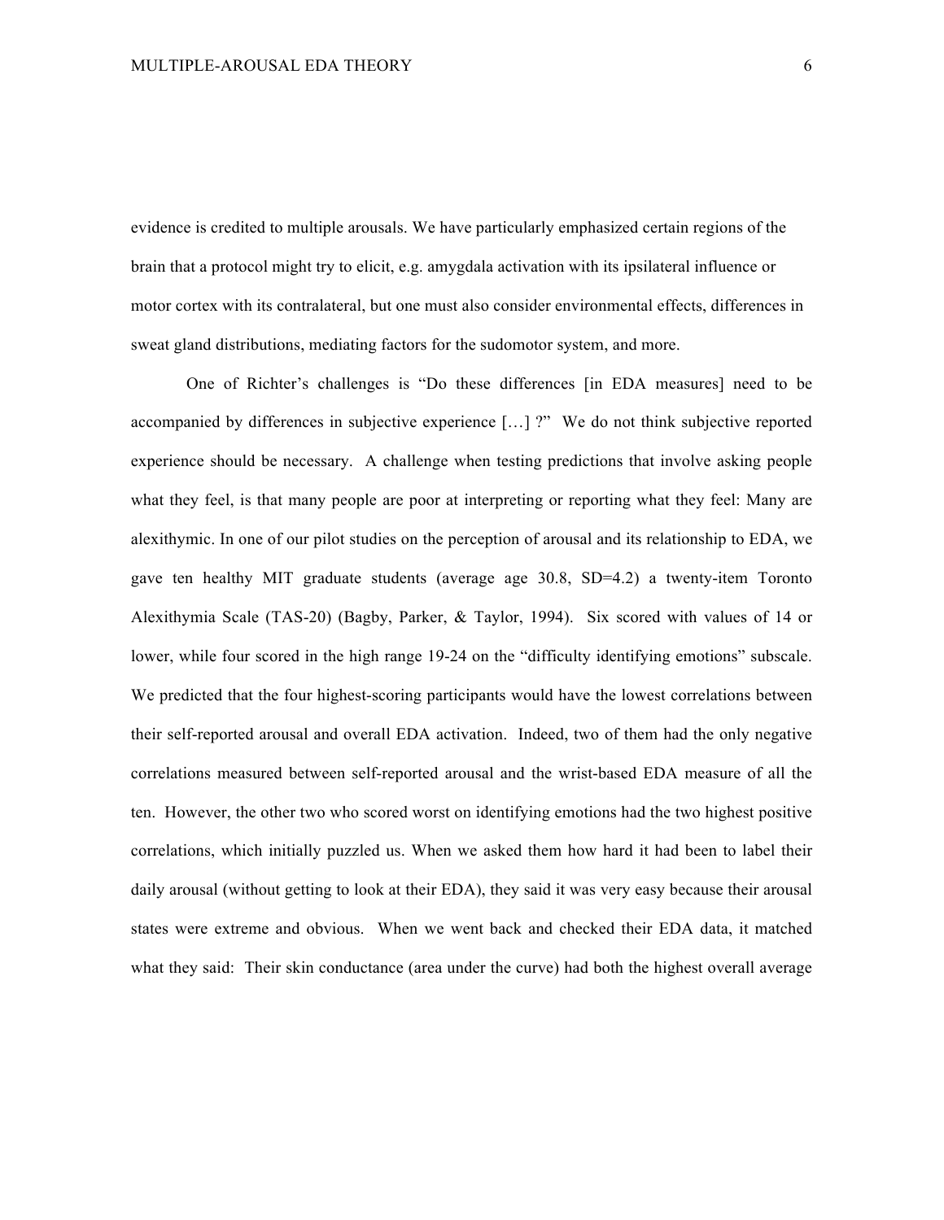evidence is credited to multiple arousals. We have particularly emphasized certain regions of the brain that a protocol might try to elicit, e.g. amygdala activation with its ipsilateral influence or motor cortex with its contralateral, but one must also consider environmental effects, differences in sweat gland distributions, mediating factors for the sudomotor system, and more.

One of Richter's challenges is "Do these differences [in EDA measures] need to be accompanied by differences in subjective experience […] ?" We do not think subjective reported experience should be necessary. A challenge when testing predictions that involve asking people what they feel, is that many people are poor at interpreting or reporting what they feel: Many are alexithymic. In one of our pilot studies on the perception of arousal and its relationship to EDA, we gave ten healthy MIT graduate students (average age 30.8, SD=4.2) a twenty-item Toronto Alexithymia Scale (TAS-20) (Bagby, Parker, & Taylor, 1994). Six scored with values of 14 or lower, while four scored in the high range 19-24 on the "difficulty identifying emotions" subscale. We predicted that the four highest-scoring participants would have the lowest correlations between their self-reported arousal and overall EDA activation. Indeed, two of them had the only negative correlations measured between self-reported arousal and the wrist-based EDA measure of all the ten. However, the other two who scored worst on identifying emotions had the two highest positive correlations, which initially puzzled us. When we asked them how hard it had been to label their daily arousal (without getting to look at their EDA), they said it was very easy because their arousal states were extreme and obvious. When we went back and checked their EDA data, it matched what they said: Their skin conductance (area under the curve) had both the highest overall average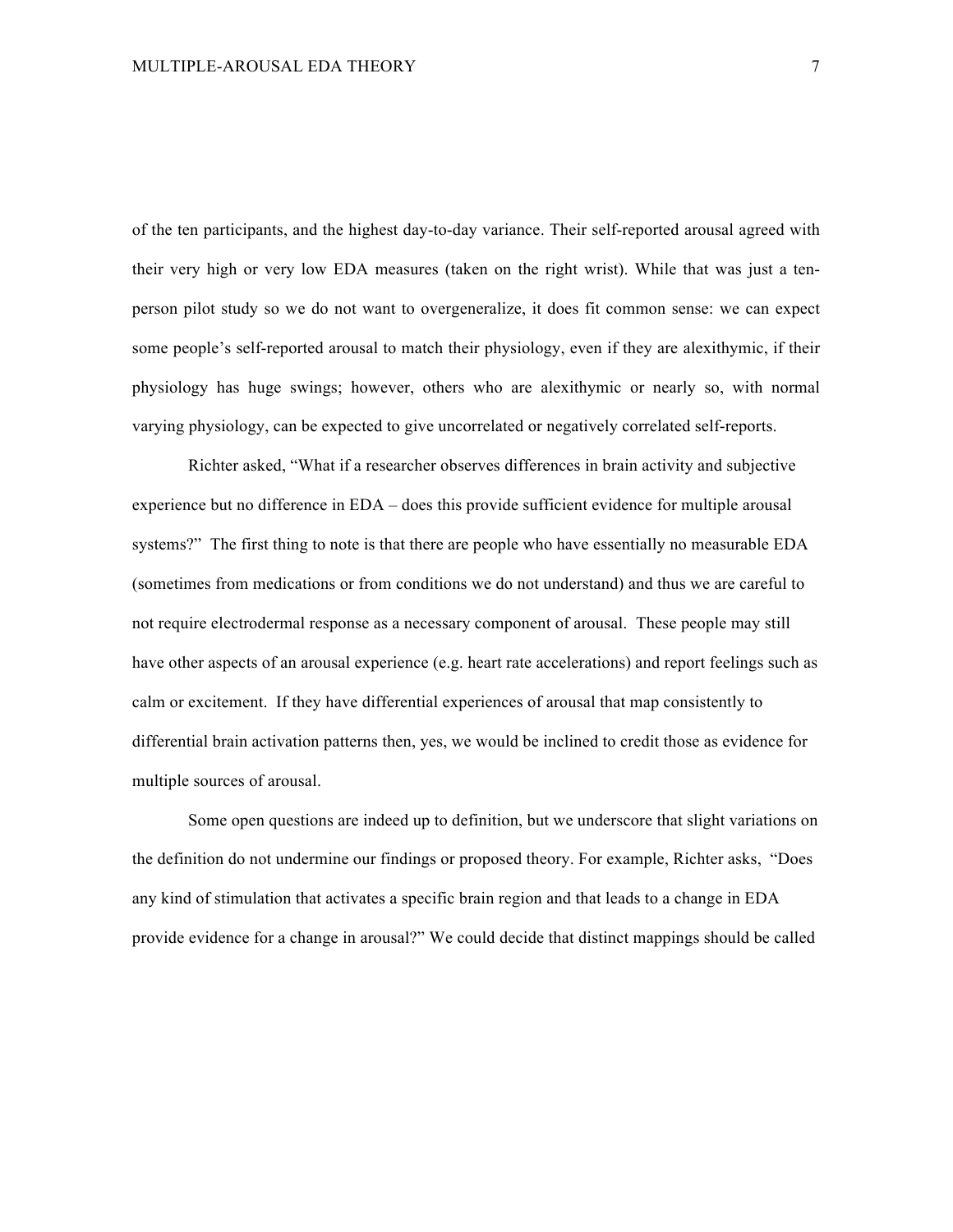of the ten participants, and the highest day-to-day variance. Their self-reported arousal agreed with their very high or very low EDA measures (taken on the right wrist). While that was just a ten-person pilot study so we do not want to overgeneralize, it does fit common sense: we can expect some people's self-reported arousal to match their physiology, even if they are alexithymic, if their physiology has huge swings; however, others who are alexithymic or nearly so, with normal varying physiology, can be expected to give uncorrelated or negatively correlated self-reports.

Richter asked, "What if a researcher observes differences in brain activity and subjective experience but no difference in EDA – does this provide sufficient evidence for multiple arousal systems?" The first thing to note is that there are people who have essentially no measurable EDA (sometimes from medications or from conditions we do not understand) and thus we are careful to not require electrodermal response as a necessary component of arousal. These people may still have other aspects of an arousal experience (e.g. heart rate accelerations) and report feelings such as calm or excitement. If they have differential experiences of arousal that map consistently to differential brain activation patterns then, yes, we would be inclined to credit those as evidence for multiple sources of arousal.

Some open questions are indeed up to definition, but we underscore that slight variations on the definition do not undermine our findings or proposed theory. For example, Richter asks, "Does any kind of stimulation that activates a specific brain region and that leads to a change in EDA provide evidence for a change in arousal?" We could decide that distinct mappings should be called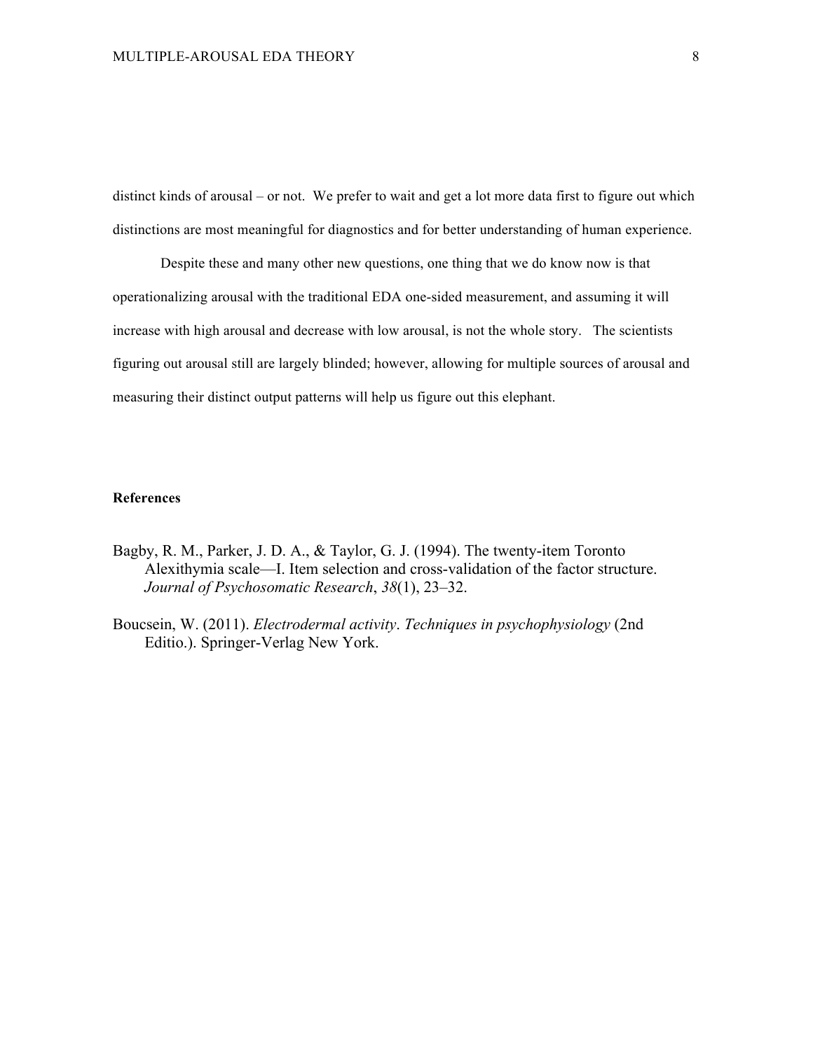distinct kinds of arousal – or not. We prefer to wait and get a lot more data first to figure out which distinctions are most meaningful for diagnostics and for better understanding of human experience.

Despite these and many other new questions, one thing that we do know now is that operationalizing arousal with the traditional EDA one-sided measurement, and assuming it will increase with high arousal and decrease with low arousal, is not the whole story. The scientists figuring out arousal still are largely blinded; however, allowing for multiple sources of arousal and measuring their distinct output patterns will help us figure out this elephant.

**References**

Bagby, R. M., Parker, J. D. A., & Taylor, G. J. (1994). The twenty-item Toronto Alexithymia scale—I. Item selection and cross-validation of the factor structure. *Journal of Psychosomatic Research*, *38*(1), 23–32.

Boucsein, W. (2011). *Electrodermal activity*. *Techniques in psychophysiology* (2nd Editio.). Springer-Verlag New York.